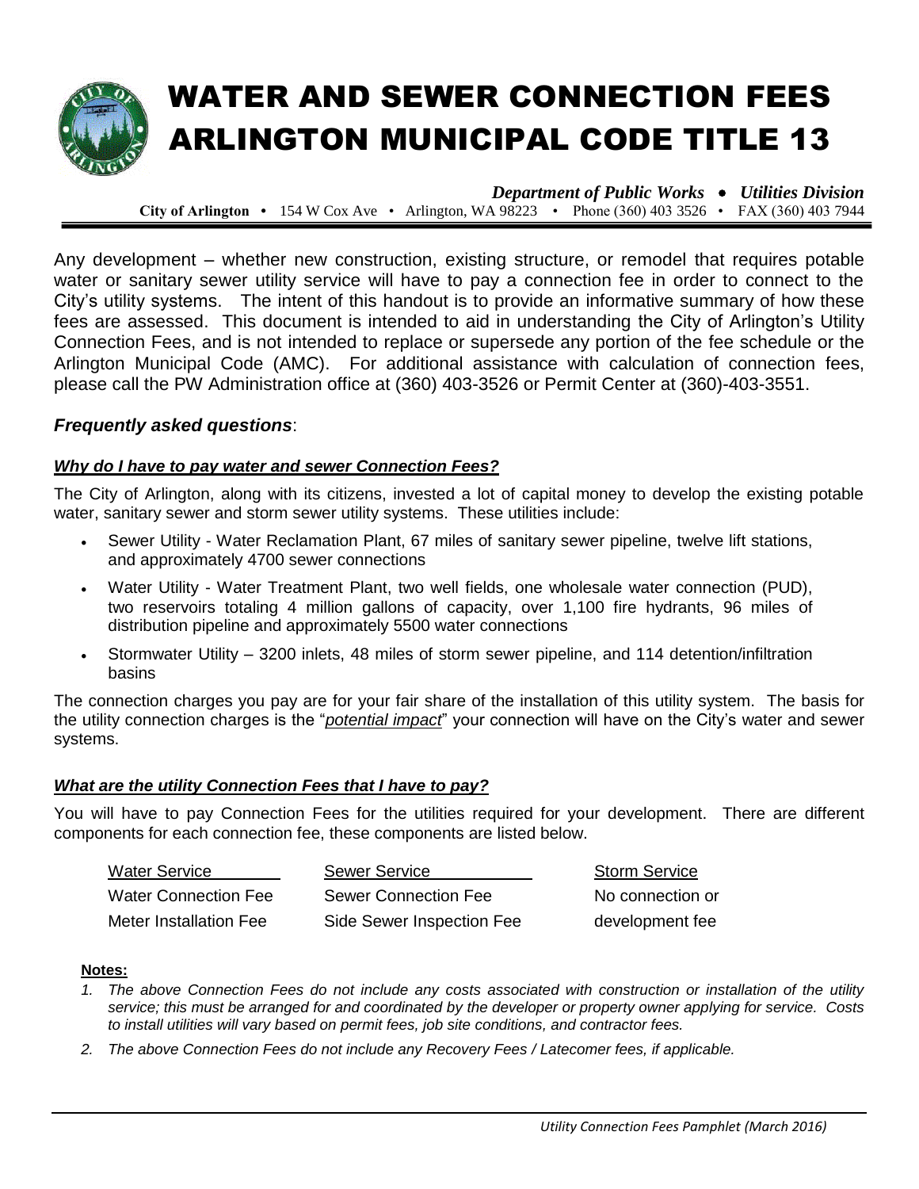# WATER AND SEWER CONNECTION FEES
# ARLINGTON MUNICIPAL CODE TITLE 13

***Department of Public Works • Utilities Division***

**City of Arlington** • 154 W Cox Ave • Arlington, WA 98223 • Phone (360) 403 3526 • FAX (360) 403 7944

Any development – whether new construction, existing structure, or remodel that requires potable water or sanitary sewer utility service will have to pay a connection fee in order to connect to the City's utility systems. The intent of this handout is to provide an informative summary of how these fees are assessed. This document is intended to aid in understanding the City of Arlington's Utility Connection Fees, and is not intended to replace or supersede any portion of the fee schedule or the Arlington Municipal Code (AMC). For additional assistance with calculation of connection fees, please call the PW Administration office at (360) 403-3526 or Permit Center at (360)-403-3551.

## *Frequently asked questions*:

### ***Why do I have to pay water and sewer Connection Fees?***

The City of Arlington, along with its citizens, invested a lot of capital money to develop the existing potable water, sanitary sewer and storm sewer utility systems. These utilities include:

- Sewer Utility - Water Reclamation Plant, 67 miles of sanitary sewer pipeline, twelve lift stations, and approximately 4700 sewer connections
- Water Utility - Water Treatment Plant, two well fields, one wholesale water connection (PUD), two reservoirs totaling 4 million gallons of capacity, over 1,100 fire hydrants, 96 miles of distribution pipeline and approximately 5500 water connections
- Stormwater Utility – 3200 inlets, 48 miles of storm sewer pipeline, and 114 detention/infiltration basins

The connection charges you pay are for your fair share of the installation of this utility system. The basis for the utility connection charges is the "*potential impact*" your connection will have on the City's water and sewer systems.

### ***What are the utility Connection Fees that I have to pay?***

You will have to pay Connection Fees for the utilities required for your development. There are different components for each connection fee, these components are listed below.

| Water Service | Sewer Service | Storm Service |
|---|---|---|
| Water Connection Fee | Sewer Connection Fee | No connection or |
| Meter Installation Fee | Side Sewer Inspection Fee | development fee |

**Notes:**

1. *The above Connection Fees do not include any costs associated with construction or installation of the utility service; this must be arranged for and coordinated by the developer or property owner applying for service. Costs to install utilities will vary based on permit fees, job site conditions, and contractor fees.*
2. *The above Connection Fees do not include any Recovery Fees / Latecomer fees, if applicable.*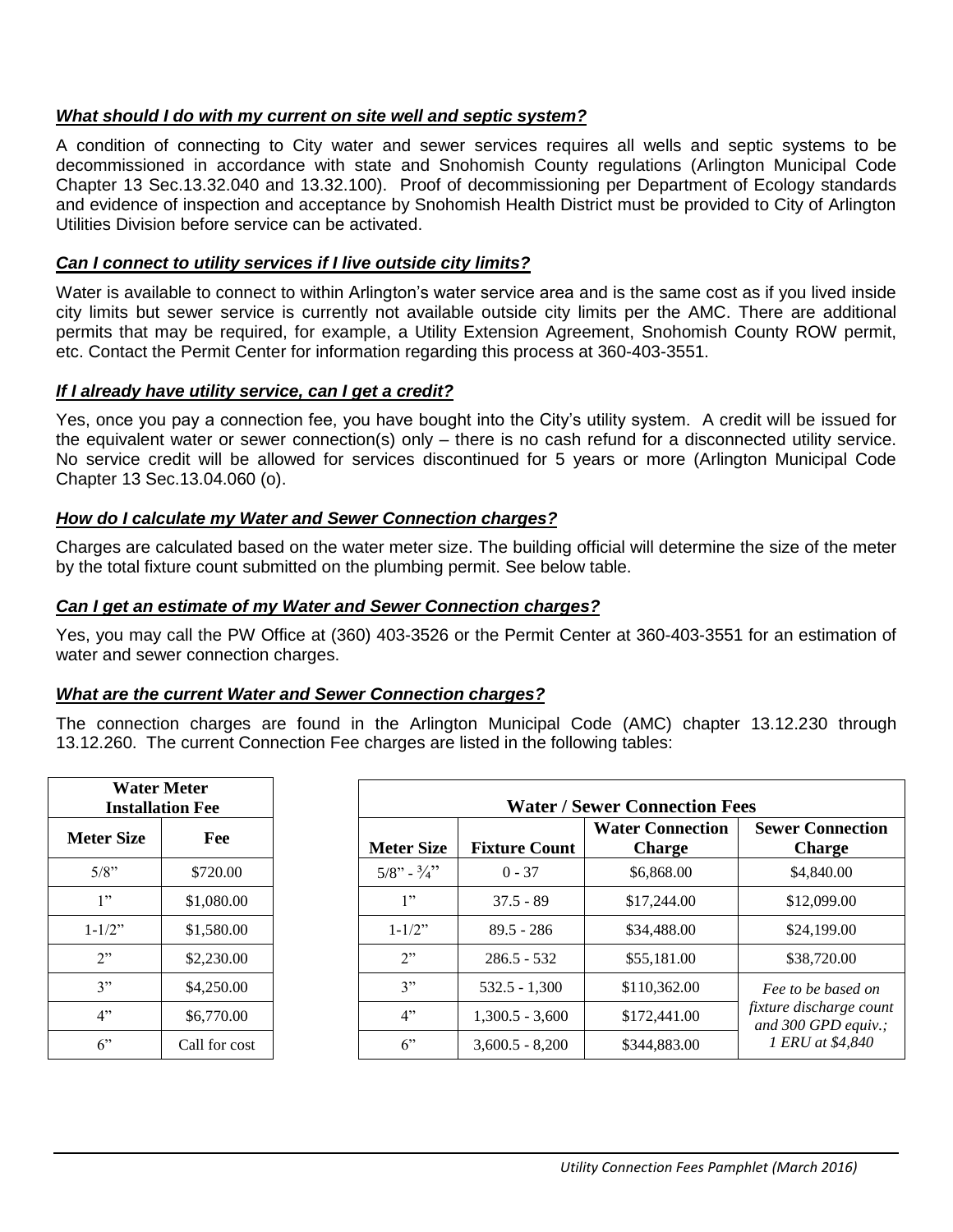***What should I do with my current on site well and septic system?***

A condition of connecting to City water and sewer services requires all wells and septic systems to be decommissioned in accordance with state and Snohomish County regulations (Arlington Municipal Code Chapter 13 Sec.13.32.040 and 13.32.100). Proof of decommissioning per Department of Ecology standards and evidence of inspection and acceptance by Snohomish Health District must be provided to City of Arlington Utilities Division before service can be activated.

***Can I connect to utility services if I live outside city limits?***

Water is available to connect to within Arlington's water service area and is the same cost as if you lived inside city limits but sewer service is currently not available outside city limits per the AMC. There are additional permits that may be required, for example, a Utility Extension Agreement, Snohomish County ROW permit, etc. Contact the Permit Center for information regarding this process at 360-403-3551.

***If I already have utility service, can I get a credit?***

Yes, once you pay a connection fee, you have bought into the City's utility system. A credit will be issued for the equivalent water or sewer connection(s) only – there is no cash refund for a disconnected utility service. No service credit will be allowed for services discontinued for 5 years or more (Arlington Municipal Code Chapter 13 Sec.13.04.060 (o).

***How do I calculate my Water and Sewer Connection charges?***

Charges are calculated based on the water meter size. The building official will determine the size of the meter by the total fixture count submitted on the plumbing permit. See below table.

***Can I get an estimate of my Water and Sewer Connection charges?***

Yes, you may call the PW Office at (360) 403-3526 or the Permit Center at 360-403-3551 for an estimation of water and sewer connection charges.

***What are the current Water and Sewer Connection charges?***

The connection charges are found in the Arlington Municipal Code (AMC) chapter 13.12.230 through 13.12.260. The current Connection Fee charges are listed in the following tables:

| **Water Meter Installation Fee** | |
|---|---|
| **Meter Size** | **Fee** |
| 5/8" | $720.00 |
| 1" | $1,080.00 |
| 1-1/2" | $1,580.00 |
| 2" | $2,230.00 |
| 3" | $4,250.00 |
| 4" | $6,770.00 |
| 6" | Call for cost |

| **Water / Sewer Connection Fees** | | | |
|---|---|---|---|
| **Meter Size** | **Fixture Count** | **Water Connection Charge** | **Sewer Connection Charge** |
| 5/8" - ¾" | 0 - 37 | $6,868.00 | $4,840.00 |
| 1" | 37.5 - 89 | $17,244.00 | $12,099.00 |
| 1-1/2" | 89.5 - 286 | $34,488.00 | $24,199.00 |
| 2" | 286.5 - 532 | $55,181.00 | $38,720.00 |
| 3" | 532.5 - 1,300 | $110,362.00 | *Fee to be based on fixture discharge count and 300 GPD equiv.; 1 ERU at $4,840* |
| 4" | 1,300.5 - 3,600 | $172,441.00 | |
| 6" | 3,600.5 - 8,200 | $344,883.00 | |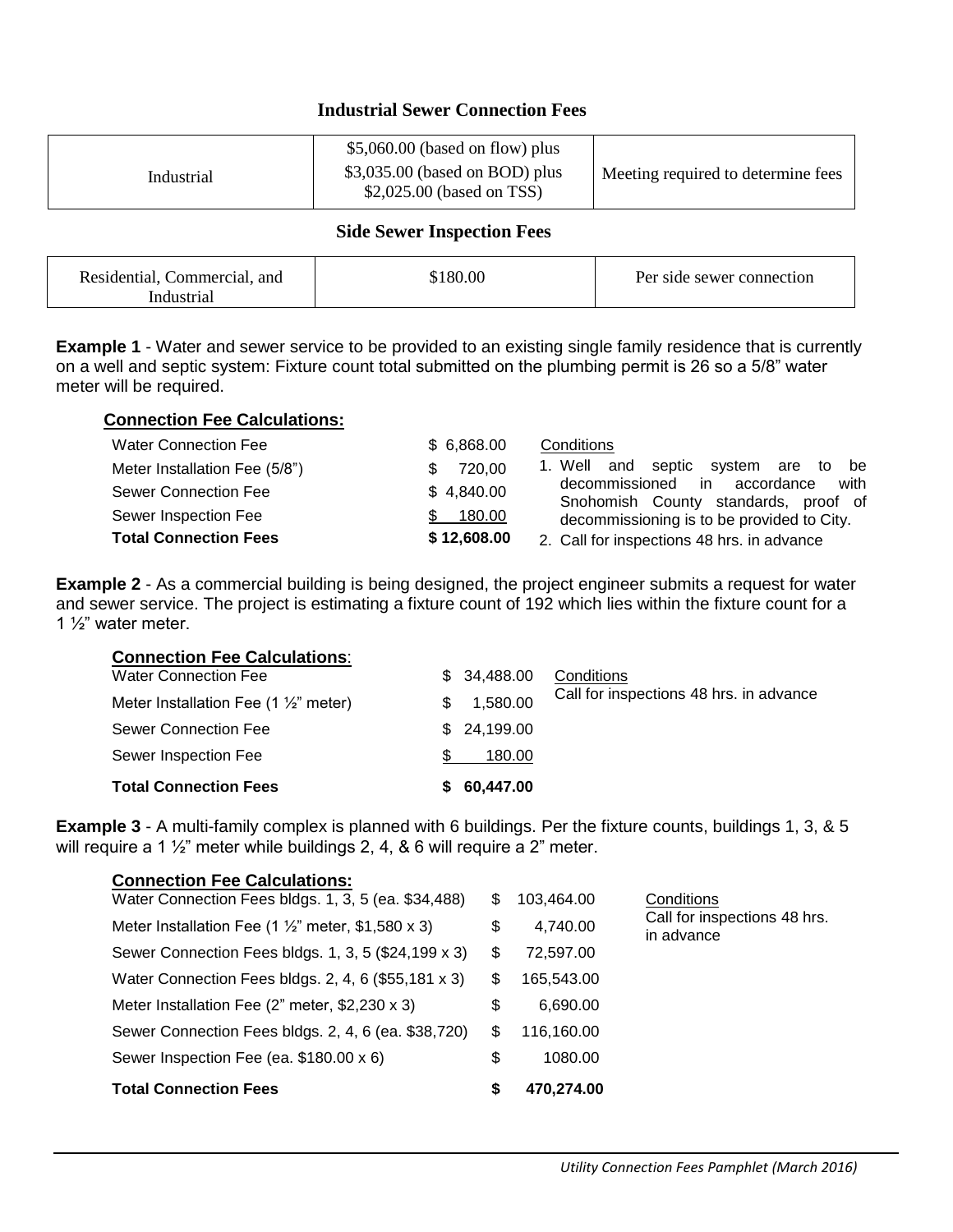## Industrial Sewer Connection Fees

| | | |
|---|---|---|
| Industrial | $5,060.00 (based on flow) plus $3,035.00 (based on BOD) plus $2,025.00 (based on TSS) | Meeting required to determine fees |

## Side Sewer Inspection Fees

| | | |
|---|---|---|
| Residential, Commercial, and Industrial | $180.00 | Per side sewer connection |

**Example 1** - Water and sewer service to be provided to an existing single family residence that is currently on a well and septic system: Fixture count total submitted on the plumbing permit is 26 so a 5/8" water meter will be required.

**Connection Fee Calculations:**

| | | |
|---|---|---|
| Water Connection Fee | $ 6,868.00 | |
| Meter Installation Fee (5/8") | $ 720,00 | |
| Sewer Connection Fee | $ 4,840.00 | |
| Sewer Inspection Fee | $ 180.00 | |
| **Total Connection Fees** | **$ 12,608.00** | |

Conditions

1. Well and septic system are to be decommissioned in accordance with Snohomish County standards, proof of decommissioning is to be provided to City.
2. Call for inspections 48 hrs. in advance

**Example 2** - As a commercial building is being designed, the project engineer submits a request for water and sewer service. The project is estimating a fixture count of 192 which lies within the fixture count for a 1 ½" water meter.

**Connection Fee Calculations**:

| | |
|---|---|
| Water Connection Fee | $ 34,488.00 |
| Meter Installation Fee (1 ½" meter) | $ 1,580.00 |
| Sewer Connection Fee | $ 24,199.00 |
| Sewer Inspection Fee | $ 180.00 |
| **Total Connection Fees** | **$ 60,447.00** |

Conditions

Call for inspections 48 hrs. in advance

**Example 3** - A multi-family complex is planned with 6 buildings. Per the fixture counts, buildings 1, 3, & 5 will require a 1 ½" meter while buildings 2, 4, & 6 will require a 2" meter.

**Connection Fee Calculations:**

| | |
|---|---|
| Water Connection Fees bldgs. 1, 3, 5 (ea. $34,488) | $ 103,464.00 |
| Meter Installation Fee (1 ½" meter, $1,580 x 3) | $ 4,740.00 |
| Sewer Connection Fees bldgs. 1, 3, 5 ($24,199 x 3) | $ 72,597.00 |
| Water Connection Fees bldgs. 2, 4, 6 ($55,181 x 3) | $ 165,543.00 |
| Meter Installation Fee (2" meter, $2,230 x 3) | $ 6,690.00 |
| Sewer Connection Fees bldgs. 2, 4, 6 (ea. $38,720) | $ 116,160.00 |
| Sewer Inspection Fee (ea. $180.00 x 6) | $ 1080.00 |
| **Total Connection Fees** | **$ 470,274.00** |

Conditions

Call for inspections 48 hrs. in advance